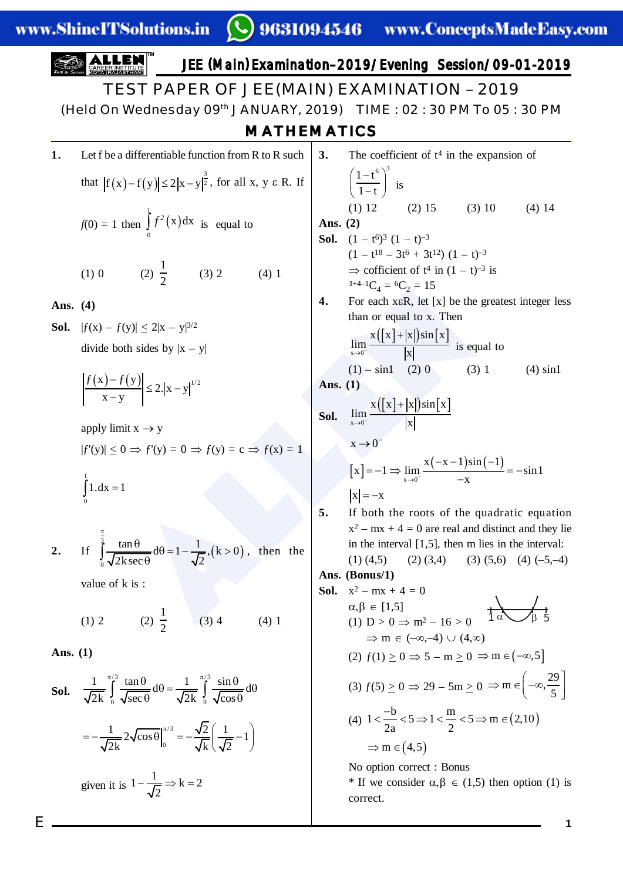# JEE (Main) Examination–2019/Evening Session/09-01-2019

## TEST PAPER OF JEE(MAIN) EXAMINATION – 2019

(Held On Wednesday 09th JANUARY, 2019) TIME : 02 : 30 PM To 05 : 30 PM

## MATHEMATICS

**1.** Let f be a differentiable function from R to R such that $\left|f(x)-f(y)\right| \le 2|x-y|^{\frac{3}{2}}$, for all x, y ε R. If $f(0) = 1$ then $\int_0^1 f^2(x)dx$ is equal to

(1) 0 (2) $\frac{1}{2}$ (3) 2 (4) 1

**Ans. (4)**

**Sol.** $|f(x) - f(y)| \le 2|x - y|^{3/2}$

divide both sides by $|x - y|$

$$\left|\frac{f(x)-f(y)}{x-y}\right| \le 2.|x-y|^{1/2}$$

apply limit $x \to y$

$|f'(y)| \le 0 \Rightarrow f'(y) = 0 \Rightarrow f(y) = c \Rightarrow f(x) = 1$

$$\int_0^1 1.dx = 1$$

**2.** If $\int_0^{\frac{\pi}{3}} \frac{\tan\theta}{\sqrt{2k\sec\theta}}d\theta = 1-\frac{1}{\sqrt{2}}, (k>0)$, then the value of k is :

(1) 2 (2) $\frac{1}{2}$ (3) 4 (4) 1

**Ans. (1)**

**Sol.** $$\frac{1}{\sqrt{2k}}\int_0^{\pi/3}\frac{\tan\theta}{\sqrt{\sec\theta}}d\theta = \frac{1}{\sqrt{2k}}\int_0^{\pi/3}\frac{\sin\theta}{\sqrt{\cos\theta}}d\theta$$

$$= -\frac{1}{\sqrt{2k}}2\sqrt{\cos\theta}\Big|_0^{\pi/3} = -\frac{\sqrt{2}}{\sqrt{k}}\left(\frac{1}{\sqrt{2}}-1\right)$$

given it is $1-\frac{1}{\sqrt{2}} \Rightarrow k = 2$

**3.** The coefficient of $t^4$ in the expansion of $\left(\frac{1-t^6}{1-t}\right)^3$ is

(1) 12 (2) 15 (3) 10 (4) 14

**Ans. (2)**

**Sol.** $(1 - t^6)^3 (1 - t)^{-3}$

$(1 - t^{18} - 3t^6 + 3t^{12}) (1 - t)^{-3}$

$\Rightarrow$ coefficient of $t^4$ in $(1 - t)^{-3}$ is

${}^{3+4-1}C_4 = {}^6C_2 = 15$

**4.** For each xεR, let [x] be the greatest integer less than or equal to x. Then

$$\lim_{x\to 0^-}\frac{x([x]+|x|)\sin[x]}{|x|}$$ is equal to

(1) – sin1 (2) 0 (3) 1 (4) sin1

**Ans. (1)**

**Sol.** $$\lim_{x\to 0^-}\frac{x([x]+|x|)\sin[x]}{|x|}$$

$x \to 0^-$

$[x] = -1 \Rightarrow \lim_{x\to 0^-}\frac{x(-x-1)\sin(-1)}{-x} = -\sin 1$

$|x| = -x$

**5.** If both the roots of the quadratic equation $x^2 - mx + 4 = 0$ are real and distinct and they lie in the interval [1,5], then m lies in the interval:

(1) (4,5) (2) (3,4) (3) (5,6) (4) (–5,–4)

**Ans. (Bonus/1)**

**Sol.** $x^2 - mx + 4 = 0$

$\alpha,\beta \in [1,5]$

(1) $D > 0 \Rightarrow m^2 - 16 > 0$

$\Rightarrow m \in (-\infty,-4) \cup (4,\infty)$

(2) $f(1) \ge 0 \Rightarrow 5 - m \ge 0 \Rightarrow m \in (-\infty,5]$

(3) $f(5) \ge 0 \Rightarrow 29 - 5m \ge 0 \Rightarrow m \in \left(-\infty,\frac{29}{5}\right]$

(4) $1 < \frac{-b}{2a} < 5 \Rightarrow 1 < \frac{m}{2} < 5 \Rightarrow m \in (2,10)$

$\Rightarrow m \in (4,5)$

No option correct : Bonus

* If we consider $\alpha,\beta \in (1,5)$ then option (1) is correct.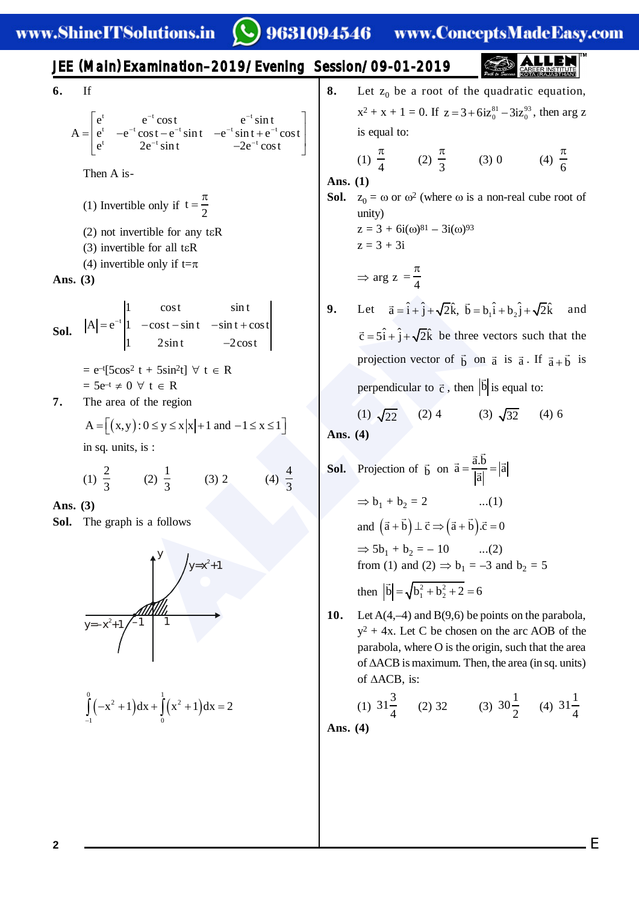**6.** If

$$A = \begin{bmatrix} e^t & e^{-t}\cos t & e^{-t}\sin t \\ e^t & -e^{-t}\cos t - e^{-t}\sin t & -e^{-t}\sin t + e^{-t}\cos t \\ e^t & 2e^{-t}\sin t & -2e^{-t}\cos t \end{bmatrix}$$

Then A is-

(1) Invertible only if $t = \frac{\pi}{2}$

(2) not invertible for any $t \in R$

(3) invertible for all $t \in R$

(4) invertible only if $t = \pi$

**Ans. (3)**

**Sol.** $|A| = e^{-t}\begin{vmatrix} 1 & \cos t & \sin t \\ 1 & -\cos t - \sin t & -\sin t + \cos t \\ 1 & 2\sin t & -2\cos t \end{vmatrix}$

$= e^{-t}[5\cos^2 t + 5\sin^2 t] \; \forall \; t \in R$

$= 5e^{-t} \neq 0 \; \forall \; t \in R$

**7.** The area of the region

$A = \left[(x,y) : 0 \le y \le x|x| + 1 \text{ and } -1 \le x \le 1\right]$

in sq. units, is :

(1) $\frac{2}{3}$ (2) $\frac{1}{3}$ (3) 2 (4) $\frac{4}{3}$

**Ans. (3)**

**Sol.** The graph is a follows

$$\int_{-1}^{0}\left(-x^2+1\right)dx + \int_{0}^{1}\left(x^2+1\right)dx = 2$$

**8.** Let $z_0$ be a root of the quadratic equation, $x^2 + x + 1 = 0$. If $z = 3 + 6iz_0^{81} - 3iz_0^{93}$, then arg z is equal to:

(1) $\frac{\pi}{4}$ (2) $\frac{\pi}{3}$ (3) 0 (4) $\frac{\pi}{6}$

**Ans. (1)**

**Sol.** $z_0 = \omega$ or $\omega^2$ (where $\omega$ is a non-real cube root of unity)

$z = 3 + 6i(\omega)^{81} - 3i(\omega)^{93}$

$z = 3 + 3i$

$\Rightarrow \arg z = \frac{\pi}{4}$

**9.** Let $\vec{a} = \hat{i} + \hat{j} + \sqrt{2}\hat{k}$, $\vec{b} = b_1\hat{i} + b_2\hat{j} + \sqrt{2}\hat{k}$ and $\vec{c} = 5\hat{i} + \hat{j} + \sqrt{2}\hat{k}$ be three vectors such that the projection vector of $\vec{b}$ on $\vec{a}$ is $\vec{a}$. If $\vec{a} + \vec{b}$ is perpendicular to $\vec{c}$, then $|\vec{b}|$ is equal to:

(1) $\sqrt{22}$ (2) 4 (3) $\sqrt{32}$ (4) 6

**Ans. (4)**

**Sol.** Projection of $\vec{b}$ on $\vec{a} = \frac{\vec{a}.\vec{b}}{|\vec{a}|} = |\vec{a}|$

$\Rightarrow b_1 + b_2 = 2$ ...(1)

and $\left(\vec{a} + \vec{b}\right) \perp \vec{c} \Rightarrow \left(\vec{a} + \vec{b}\right).\vec{c} = 0$

$\Rightarrow 5b_1 + b_2 = -10$ ...(2)

from (1) and (2) $\Rightarrow b_1 = -3$ and $b_2 = 5$

then $|\vec{b}| = \sqrt{b_1^2 + b_2^2 + 2} = 6$

**10.** Let A(4,–4) and B(9,6) be points on the parabola, $y^2 + 4x$. Let C be chosen on the arc AOB of the parabola, where O is the origin, such that the area of ΔACB is maximum. Then, the area (in sq. units) of ΔACB, is:

(1) $31\frac{3}{4}$ (2) 32 (3) $30\frac{1}{2}$ (4) $31\frac{1}{4}$

**Ans. (4)**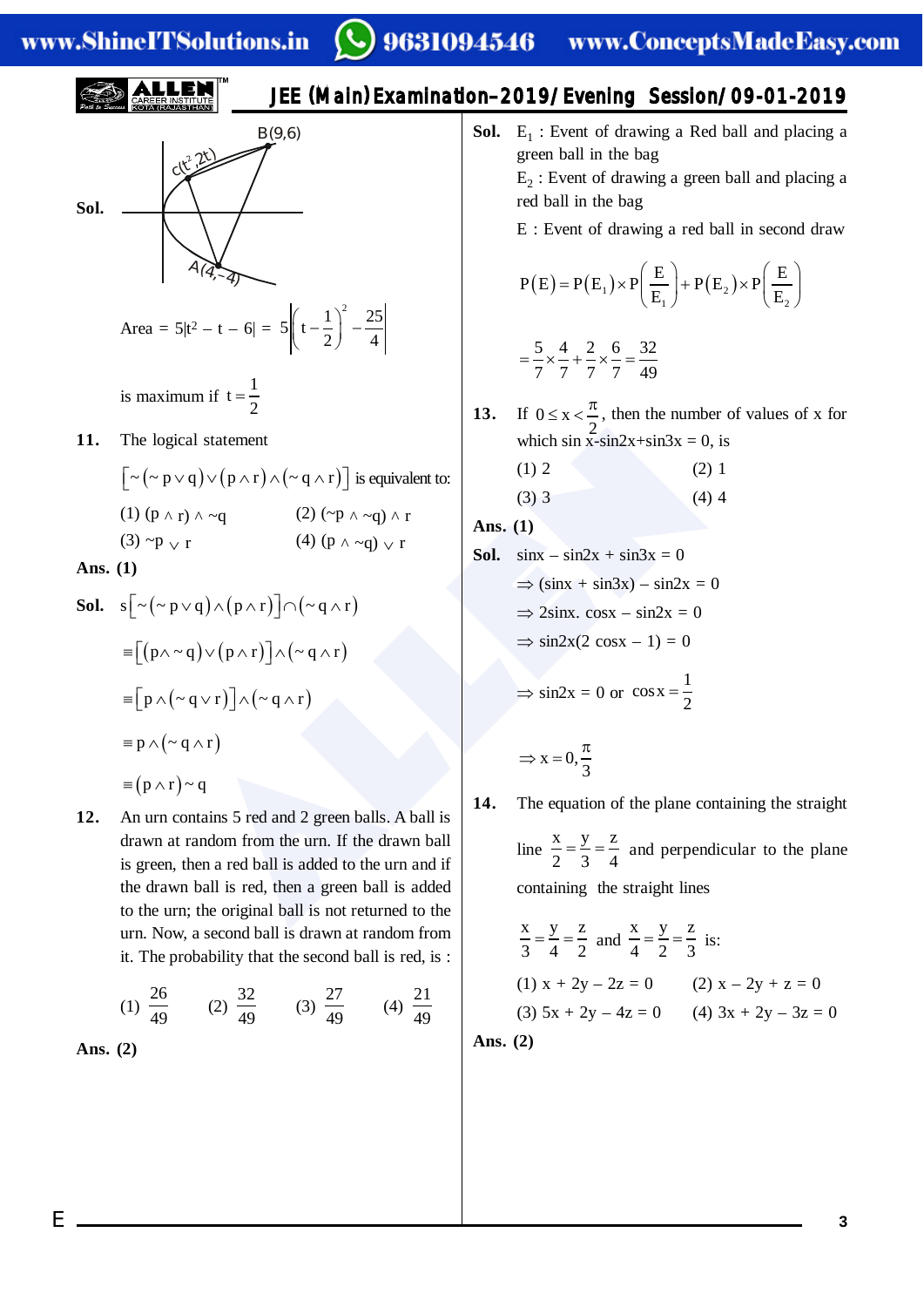**Sol.**

B(9,6)

$c(t^2, 2t)$

A(4,–4)

Area $= 5|t^2 - t - 6| = 5\left|\left(t - \frac{1}{2}\right)^2 - \frac{25}{4}\right|$

is maximum if $t = \frac{1}{2}$

**11.** The logical statement

$\left[\sim(\sim p \vee q) \vee (p \wedge r) \wedge (\sim q \wedge r)\right]$ is equivalent to:

(1) $(p \wedge r) \wedge \sim q$ (2) $(\sim p \wedge \sim q) \wedge r$

(3) $\sim p \vee r$ (4) $(p \wedge \sim q) \vee r$

**Ans. (1)**

**Sol.** $s\left[\sim(\sim p \vee q) \wedge (p \wedge r)\right] \cap (\sim q \wedge r)$

$\equiv \left[(p \wedge \sim q) \vee (p \wedge r)\right] \wedge (\sim q \wedge r)$

$\equiv \left[p \wedge (\sim q \vee r)\right] \wedge (\sim q \wedge r)$

$\equiv p \wedge (\sim q \wedge r)$

$\equiv (p \wedge r) \sim q$

**12.** An urn contains 5 red and 2 green balls. A ball is drawn at random from the urn. If the drawn ball is green, then a red ball is added to the urn and if the drawn ball is red, then a green ball is added to the urn; the original ball is not returned to the urn. Now, a second ball is drawn at random from it. The probability that the second ball is red, is :

(1) $\frac{26}{49}$ (2) $\frac{32}{49}$ (3) $\frac{27}{49}$ (4) $\frac{21}{49}$

**Ans. (2)**

**Sol.** $E_1$ : Event of drawing a Red ball and placing a green ball in the bag

$E_2$ : Event of drawing a green ball and placing a red ball in the bag

E : Event of drawing a red ball in second draw

$$P(E) = P(E_1) \times P\left(\frac{E}{E_1}\right) + P(E_2) \times P\left(\frac{E}{E_2}\right)$$

$$= \frac{5}{7} \times \frac{4}{7} + \frac{2}{7} \times \frac{6}{7} = \frac{32}{49}$$

**13.** If $0 \le x < \frac{\pi}{2}$, then the number of values of x for which sin x-sin2x+sin3x = 0, is

(1) 2 (2) 1

(3) 3 (4) 4

**Ans. (1)**

**Sol.** sinx – sin2x + sin3x = 0

$\Rightarrow$ (sinx + sin3x) – sin2x = 0

$\Rightarrow$ 2sinx. cosx – sin2x = 0

$\Rightarrow$ sin2x(2 cosx – 1) = 0

$\Rightarrow$ sin2x = 0 or $\cos x = \frac{1}{2}$

$\Rightarrow x = 0, \frac{\pi}{3}$

**14.** The equation of the plane containing the straight line $\frac{x}{2} = \frac{y}{3} = \frac{z}{4}$ and perpendicular to the plane containing the straight lines

$\frac{x}{3} = \frac{y}{4} = \frac{z}{2}$ and $\frac{x}{4} = \frac{y}{2} = \frac{z}{3}$ is:

(1) x + 2y – 2z = 0 (2) x – 2y + z = 0

(3) 5x + 2y – 4z = 0 (4) 3x + 2y – 3z = 0

**Ans. (2)**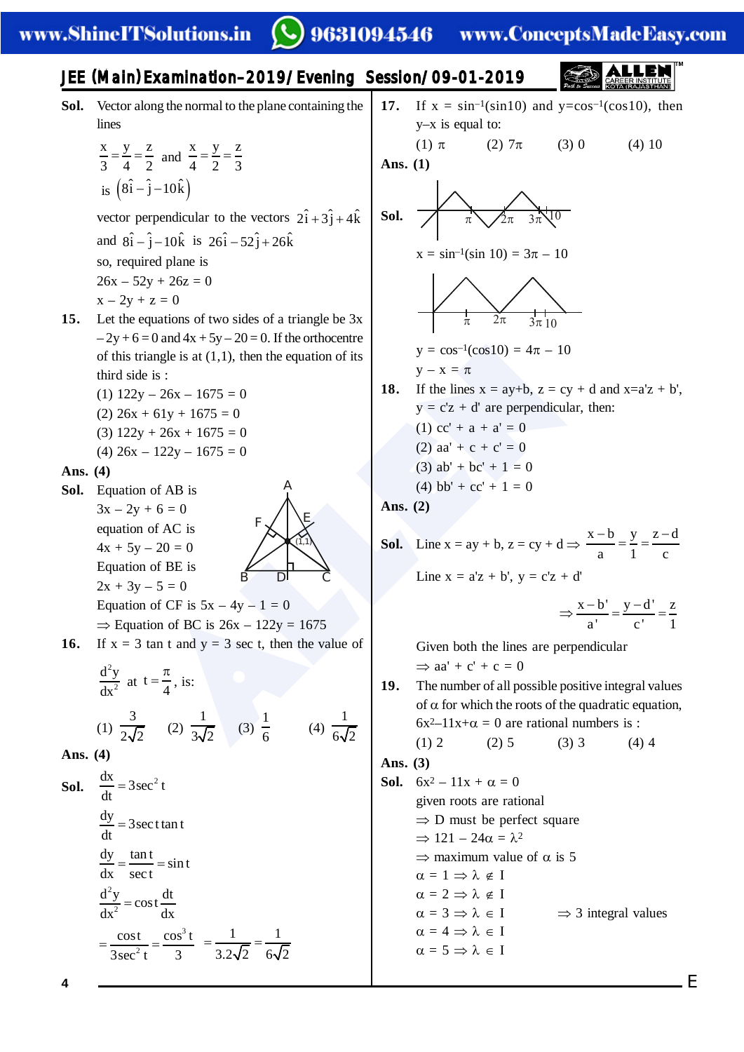**Sol.** Vector along the normal to the plane containing the lines

$\frac{x}{3}=\frac{y}{4}=\frac{z}{2}$ and $\frac{x}{4}=\frac{y}{2}=\frac{z}{3}$

is $\left(8\hat{i}-\hat{j}-10\hat{k}\right)$

vector perpendicular to the vectors $2\hat{i}+3\hat{j}+4\hat{k}$ and $8\hat{i}-\hat{j}-10\hat{k}$ is $26\hat{i}-52\hat{j}+26\hat{k}$

so, required plane is

$26x - 52y + 26z = 0$

$x - 2y + z = 0$

**15.** Let the equations of two sides of a triangle be $3x - 2y + 6 = 0$ and $4x + 5y - 20 = 0$. If the orthocentre of this triangle is at (1,1), then the equation of its third side is :

(1) $122y - 26x - 1675 = 0$

(2) $26x + 61y + 1675 = 0$

(3) $122y + 26x + 1675 = 0$

(4) $26x - 122y - 1675 = 0$

**Ans. (4)**

**Sol.** Equation of AB is

$3x - 2y + 6 = 0$

equation of AC is

$4x + 5y - 20 = 0$

Equation of BE is

$2x + 3y - 5 = 0$

Equation of CF is $5x - 4y - 1 = 0$

$\Rightarrow$ Equation of BC is $26x - 122y = 1675$

**16.** If $x = 3\tan t$ and $y = 3\sec t$, then the value of $\frac{d^2y}{dx^2}$ at $t=\frac{\pi}{4}$, is:

(1) $\frac{3}{2\sqrt{2}}$ (2) $\frac{1}{3\sqrt{2}}$ (3) $\frac{1}{6}$ (4) $\frac{1}{6\sqrt{2}}$

**Ans. (4)**

**Sol.** $\frac{dx}{dt}=3\sec^2 t$

$\frac{dy}{dt}=3\sec t\tan t$

$\frac{dy}{dx}=\frac{\tan t}{\sec t}=\sin t$

$\frac{d^2y}{dx^2}=\cos t\frac{dt}{dx}$

$=\frac{\cos t}{3\sec^2 t}=\frac{\cos^3 t}{3}=\frac{1}{3.2\sqrt{2}}=\frac{1}{6\sqrt{2}}$

**17.** If $x = \sin^{-1}(\sin 10)$ and $y=\cos^{-1}(\cos 10)$, then $y-x$ is equal to:

(1) $\pi$ (2) $7\pi$ (3) 0 (4) 10

**Ans. (1)**

**Sol.**

$x = \sin^{-1}(\sin 10) = 3\pi - 10$

$y = \cos^{-1}(\cos 10) = 4\pi - 10$

$y - x = \pi$

**18.** If the lines $x = ay+b$, $z = cy + d$ and $x=a'z + b'$, $y = c'z + d'$ are perpendicular, then:

(1) $cc' + a + a' = 0$

(2) $aa' + c + c' = 0$

(3) $ab' + bc' + 1 = 0$

(4) $bb' + cc' + 1 = 0$

**Ans. (2)**

**Sol.** Line $x = ay + b$, $z = cy + d \Rightarrow \frac{x-b}{a}=\frac{y}{1}=\frac{z-d}{c}$

Line $x = a'z + b'$, $y = c'z + d'$

$\Rightarrow \frac{x-b'}{a'}=\frac{y-d'}{c'}=\frac{z}{1}$

Given both the lines are perpendicular

$\Rightarrow aa' + c' + c = 0$

**19.** The number of all possible positive integral values of $\alpha$ for which the roots of the quadratic equation, $6x^2-11x+\alpha = 0$ are rational numbers is :

(1) 2 (2) 5 (3) 3 (4) 4

**Ans. (3)**

**Sol.** $6x^2 - 11x + \alpha = 0$

given roots are rational

$\Rightarrow$ D must be perfect square

$\Rightarrow 121 - 24\alpha = \lambda^2$

$\Rightarrow$ maximum value of $\alpha$ is 5

$\alpha = 1 \Rightarrow \lambda \notin I$

$\alpha = 2 \Rightarrow \lambda \notin I$

$\alpha = 3 \Rightarrow \lambda \in I$ $\Rightarrow$ 3 integral values

$\alpha = 4 \Rightarrow \lambda \in I$

$\alpha = 5 \Rightarrow \lambda \in I$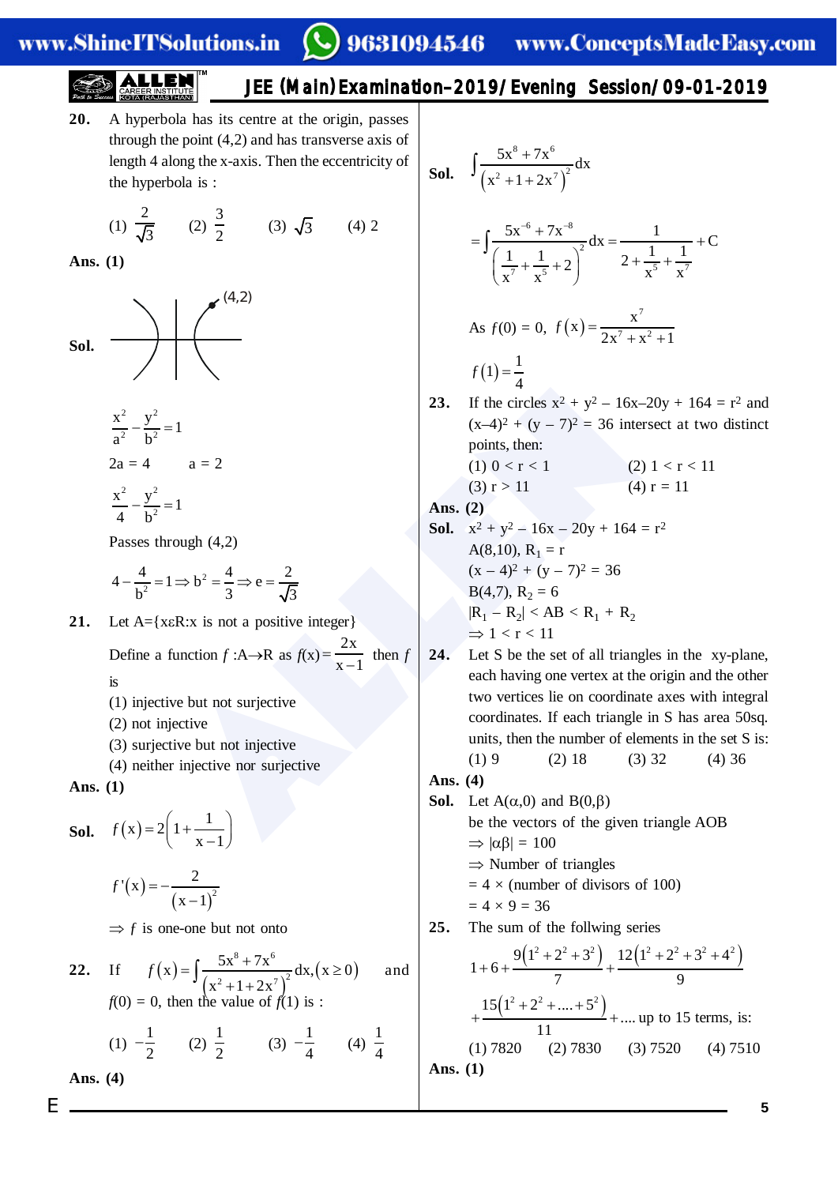**20.** A hyperbola has its centre at the origin, passes through the point (4,2) and has transverse axis of length 4 along the x-axis. Then the eccentricity of the hyperbola is :

(1) $\frac{2}{\sqrt{3}}$ (2) $\frac{3}{2}$ (3) $\sqrt{3}$ (4) 2

**Ans. (1)**

**Sol.** (4,2)

$$\frac{x^2}{a^2} - \frac{y^2}{b^2} = 1$$

2a = 4 a = 2

$$\frac{x^2}{4} - \frac{y^2}{b^2} = 1$$

Passes through (4,2)

$$4 - \frac{4}{b^2} = 1 \Rightarrow b^2 = \frac{4}{3} \Rightarrow e = \frac{2}{\sqrt{3}}$$

**21.** Let A={xεR:x is not a positive integer}

Define a function $f$ :A→R as $f(x) = \frac{2x}{x-1}$ then $f$ is

(1) injective but not surjective

(2) not injective

(3) surjective but not injective

(4) neither injective nor surjective

**Ans. (1)**

**Sol.** $f(x) = 2\left(1 + \frac{1}{x-1}\right)$

$$f'(x) = -\frac{2}{(x-1)^2}$$

$\Rightarrow f$ is one-one but not onto

**22.** If $f(x) = \int \frac{5x^8 + 7x^6}{(x^2 + 1 + 2x^7)^2} dx, (x \geq 0)$ and $f(0) = 0$, then the value of $f(1)$ is :

(1) $-\frac{1}{2}$ (2) $\frac{1}{2}$ (3) $-\frac{1}{4}$ (4) $\frac{1}{4}$

**Ans. (4)**

**Sol.** $\int \frac{5x^8 + 7x^6}{(x^2 + 1 + 2x^7)^2} dx$

$$= \int \frac{5x^{-6} + 7x^{-8}}{\left(\frac{1}{x^7} + \frac{1}{x^5} + 2\right)^2} dx = \frac{1}{2 + \frac{1}{x^5} + \frac{1}{x^7}} + C$$

As $f(0) = 0$, $f(x) = \frac{x^7}{2x^7 + x^2 + 1}$

$$f(1) = \frac{1}{4}$$

**23.** If the circles $x^2 + y^2 - 16x - 20y + 164 = r^2$ and $(x-4)^2 + (y-7)^2 = 36$ intersect at two distinct points, then:

(1) 0 < r < 1 (2) 1 < r < 11

(3) r > 11 (4) r = 11

**Ans. (2)**

**Sol.** $x^2 + y^2 - 16x - 20y + 164 = r^2$

A(8,10), $R_1 = r$

$(x-4)^2 + (y-7)^2 = 36$

B(4,7), $R_2 = 6$

$|R_1 - R_2| < AB < R_1 + R_2$

$\Rightarrow 1 < r < 11$

**24.** Let S be the set of all triangles in the xy-plane, each having one vertex at the origin and the other two vertices lie on coordinate axes with integral coordinates. If each triangle in S has area 50sq. units, then the number of elements in the set S is:

(1) 9 (2) 18 (3) 32 (4) 36

**Ans. (4)**

**Sol.** Let A(α,0) and B(0,β)

be the vectors of the given triangle AOB

$\Rightarrow |\alpha\beta| = 100$

⇒ Number of triangles

= 4 × (number of divisors of 100)

= 4 × 9 = 36

**25.** The sum of the follwing series

$$1 + 6 + \frac{9(1^2 + 2^2 + 3^2)}{7} + \frac{12(1^2 + 2^2 + 3^2 + 4^2)}{9} + \frac{15(1^2 + 2^2 + .... + 5^2)}{11} + .... \text{ up to 15 terms, is:}$$

(1) 7820 (2) 7830 (3) 7520 (4) 7510

**Ans. (1)**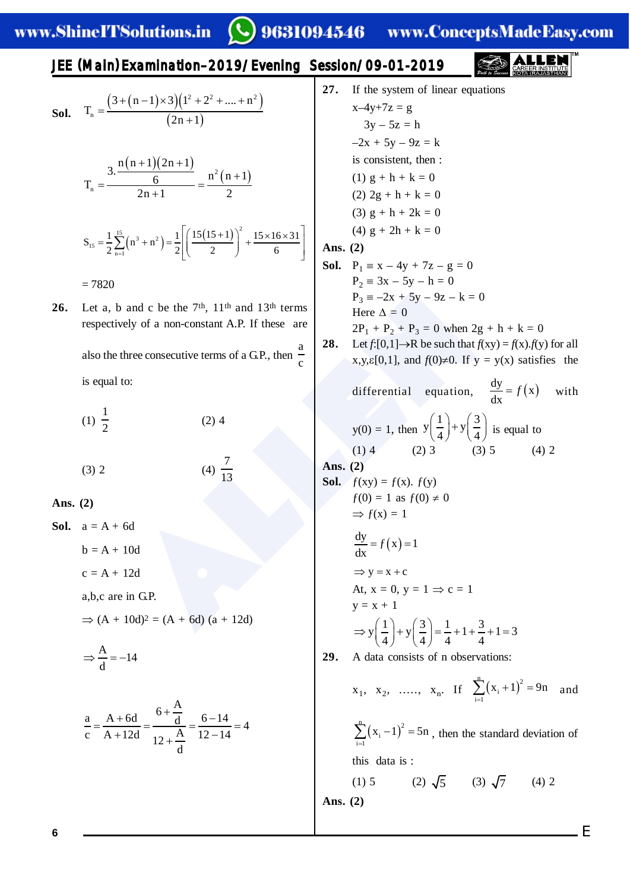**Sol.** $T_n = \dfrac{(3+(n-1)\times 3)(1^2+2^2+....+n^2)}{(2n+1)}$

$$T_n = \frac{3.\dfrac{n(n+1)(2n+1)}{6}}{2n+1} = \frac{n^2(n+1)}{2}$$

$$S_{15} = \frac{1}{2}\sum_{n=1}^{15}(n^3+n^2) = \frac{1}{2}\left[\left(\frac{15(15+1)}{2}\right)^2 + \frac{15\times16\times31}{6}\right]$$

= 7820

**26.** Let a, b and c be the 7th, 11th and 13th terms respectively of a non-constant A.P. If these are also the three consecutive terms of a G.P., then $\frac{a}{c}$ is equal to:

(1) $\frac{1}{2}$  (2) 4

(3) 2  (4) $\frac{7}{13}$

**Ans. (2)**

**Sol.** a = A + 6d

b = A + 10d

c = A + 12d

a,b,c are in G.P.

$\Rightarrow (A + 10d)^2 = (A + 6d)(a + 12d)$

$\Rightarrow \frac{A}{d} = -14$

$$\frac{a}{c} = \frac{A+6d}{A+12d} = \frac{6+\frac{A}{d}}{12+\frac{A}{d}} = \frac{6-14}{12-14} = 4$$

**27.** If the system of linear equations

x–4y+7z = g

3y – 5z = h

–2x + 5y – 9z = k

is consistent, then :

(1) g + h + k = 0

(2) 2g + h + k = 0

(3) g + h + 2k = 0

(4) g + 2h + k = 0

**Ans. (2)**

**Sol.** $P_1 \equiv x - 4y + 7z - g = 0$

$P_2 \equiv 3x - 5y - h = 0$

$P_3 \equiv -2x + 5y - 9z - k = 0$

Here $\Delta = 0$

$2P_1 + P_2 + P_3 = 0$ when $2g + h + k = 0$

**28.** Let $f$:[0,1]→R be such that $f(xy) = f(x).f(y)$ for all x,y,ε[0,1], and $f(0)\neq 0$. If $y = y(x)$ satisfies the differential equation, $\frac{dy}{dx} = f(x)$ with $y(0) = 1$, then $y\left(\frac{1}{4}\right)+y\left(\frac{3}{4}\right)$ is equal to

(1) 4  (2) 3  (3) 5  (4) 2

**Ans. (2)**

**Sol.** $f(xy) = f(x).f(y)$

$f(0) = 1$ as $f(0) \neq 0$

$\Rightarrow f(x) = 1$

$\frac{dy}{dx} = f(x) = 1$

$\Rightarrow y = x + c$

At, x = 0, y = 1 ⇒ c = 1

y = x + 1

$$\Rightarrow y\left(\frac{1}{4}\right)+y\left(\frac{3}{4}\right) = \frac{1}{4}+1+\frac{3}{4}+1 = 3$$

**29.** A data consists of n observations:

$x_1, x_2, ....., x_n$. If $\sum_{i=1}^{n}(x_i+1)^2 = 9n$ and $\sum_{i=1}^{n}(x_i-1)^2 = 5n$, then the standard deviation of this data is :

(1) 5  (2) $\sqrt{5}$  (3) $\sqrt{7}$  (4) 2

**Ans. (2)**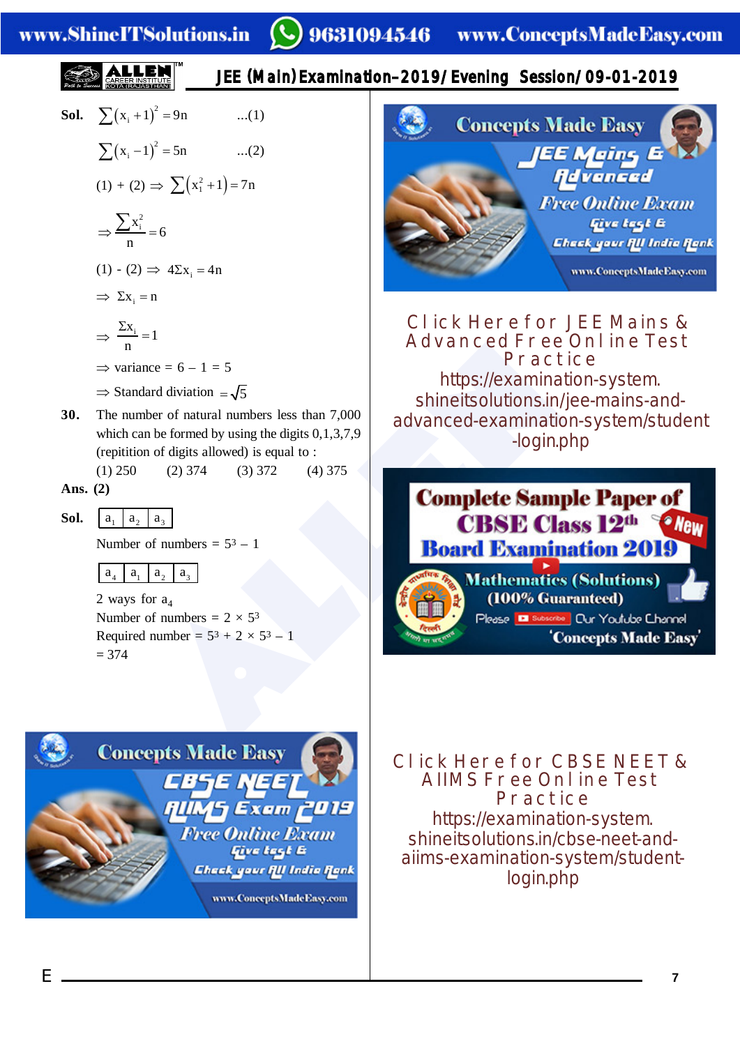**Sol.** $\sum(x_i+1)^2 = 9n$ ...(1)

$\sum(x_i-1)^2 = 5n$ ...(2)

(1) + (2) $\Rightarrow \sum(x_i^2+1) = 7n$

$\Rightarrow \dfrac{\sum x_i^2}{n} = 6$

(1) - (2) $\Rightarrow$ $4\Sigma x_i = 4n$

$\Rightarrow \Sigma x_i = n$

$\Rightarrow \dfrac{\Sigma x_i}{n} = 1$

$\Rightarrow$ variance = 6 – 1 = 5

$\Rightarrow$ Standard diviation $= \sqrt{5}$

**30.** The number of natural numbers less than 7,000 which can be formed by using the digits 0,1,3,7,9 (repitition of digits allowed) is equal to :

(1) 250 (2) 374 (3) 372 (4) 375

**Ans. (2)**

**Sol.**

| | | |
|---|---|---|
| $a_1$ | $a_2$ | $a_3$ |

Number of numbers = $5^3 - 1$

| | | | |
|---|---|---|---|
| $a_4$ | $a_1$ | $a_2$ | $a_3$ |

2 ways for $a_4$

Number of numbers = $2 \times 5^3$

Required number = $5^3 + 2 \times 5^3 - 1$

= 374

Click Here for JEE Mains & Advanced Free Online Test Practice
https://examination-system.shineitsolutions.in/jee-mains-and-advanced-examination-system/student-login.php

Click Here for CBSE NEET & AIIMS Free Online Test Practice
https://examination-system.shineitsolutions.in/cbse-neet-and-aiims-examination-system/student-login.php